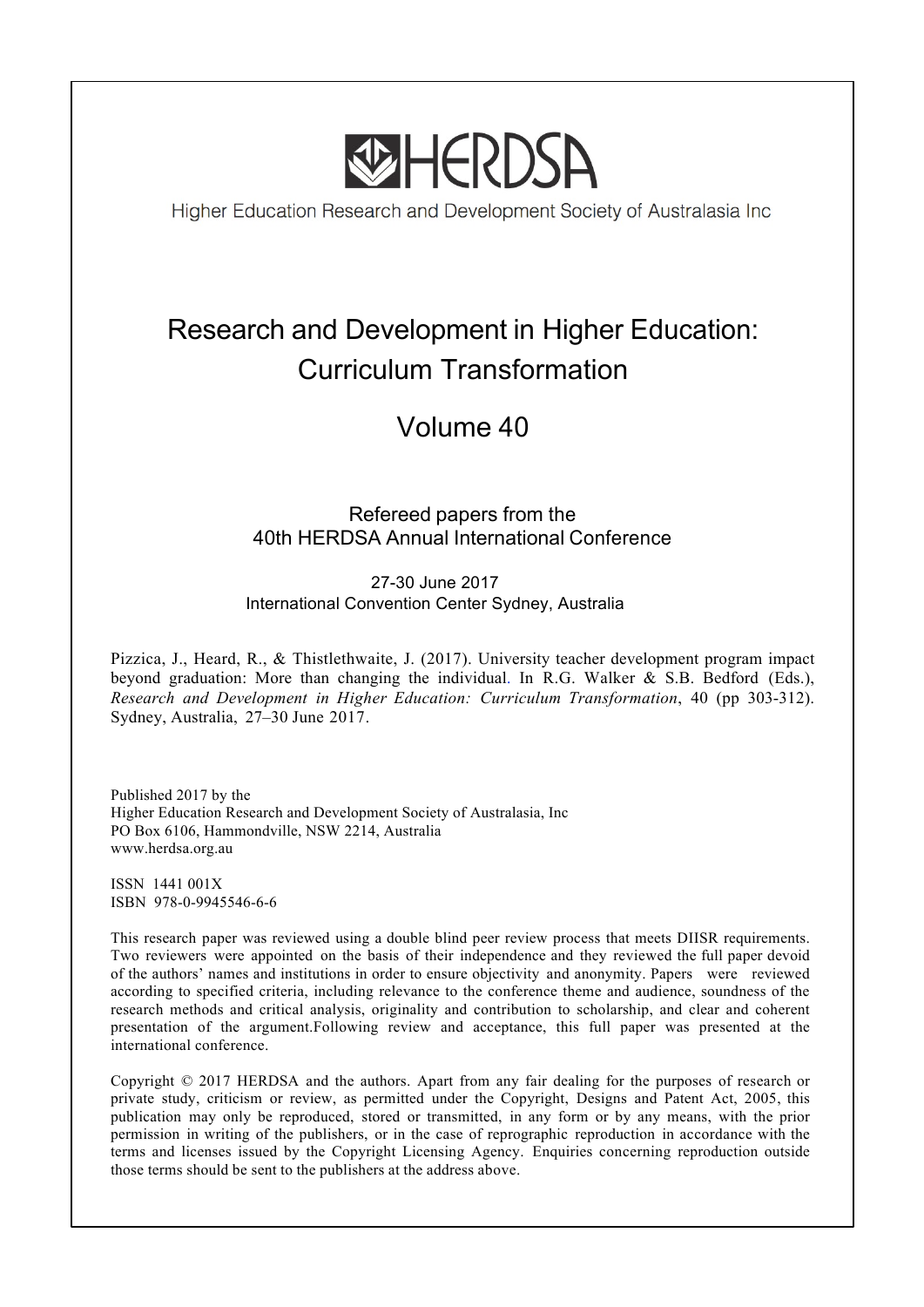# HERDSA

Higher Education Research and Development Society of Australasia Inc

## Research and Development in Higher Education: Curriculum Transformation

## Volume 40

Refereed papers from the
40th HERDSA Annual International Conference

27-30 June 2017
International Convention Center Sydney, Australia

Pizzica, J., Heard, R., & Thistlethwaite, J. (2017). University teacher development program impact beyond graduation: More than changing the individual. In R.G. Walker & S.B. Bedford (Eds.), *Research and Development in Higher Education: Curriculum Transformation*, 40 (pp 303-312). Sydney, Australia, 27–30 June 2017.

Published 2017 by the
Higher Education Research and Development Society of Australasia, Inc
PO Box 6106, Hammondville, NSW 2214, Australia
www.herdsa.org.au

ISSN 1441 001X
ISBN 978-0-9945546-6-6

This research paper was reviewed using a double blind peer review process that meets DIISR requirements. Two reviewers were appointed on the basis of their independence and they reviewed the full paper devoid of the authors' names and institutions in order to ensure objectivity and anonymity. Papers were reviewed according to specified criteria, including relevance to the conference theme and audience, soundness of the research methods and critical analysis, originality and contribution to scholarship, and clear and coherent presentation of the argument.Following review and acceptance, this full paper was presented at the international conference.

Copyright © 2017 HERDSA and the authors. Apart from any fair dealing for the purposes of research or private study, criticism or review, as permitted under the Copyright, Designs and Patent Act, 2005, this publication may only be reproduced, stored or transmitted, in any form or by any means, with the prior permission in writing of the publishers, or in the case of reprographic reproduction in accordance with the terms and licenses issued by the Copyright Licensing Agency. Enquiries concerning reproduction outside those terms should be sent to the publishers at the address above.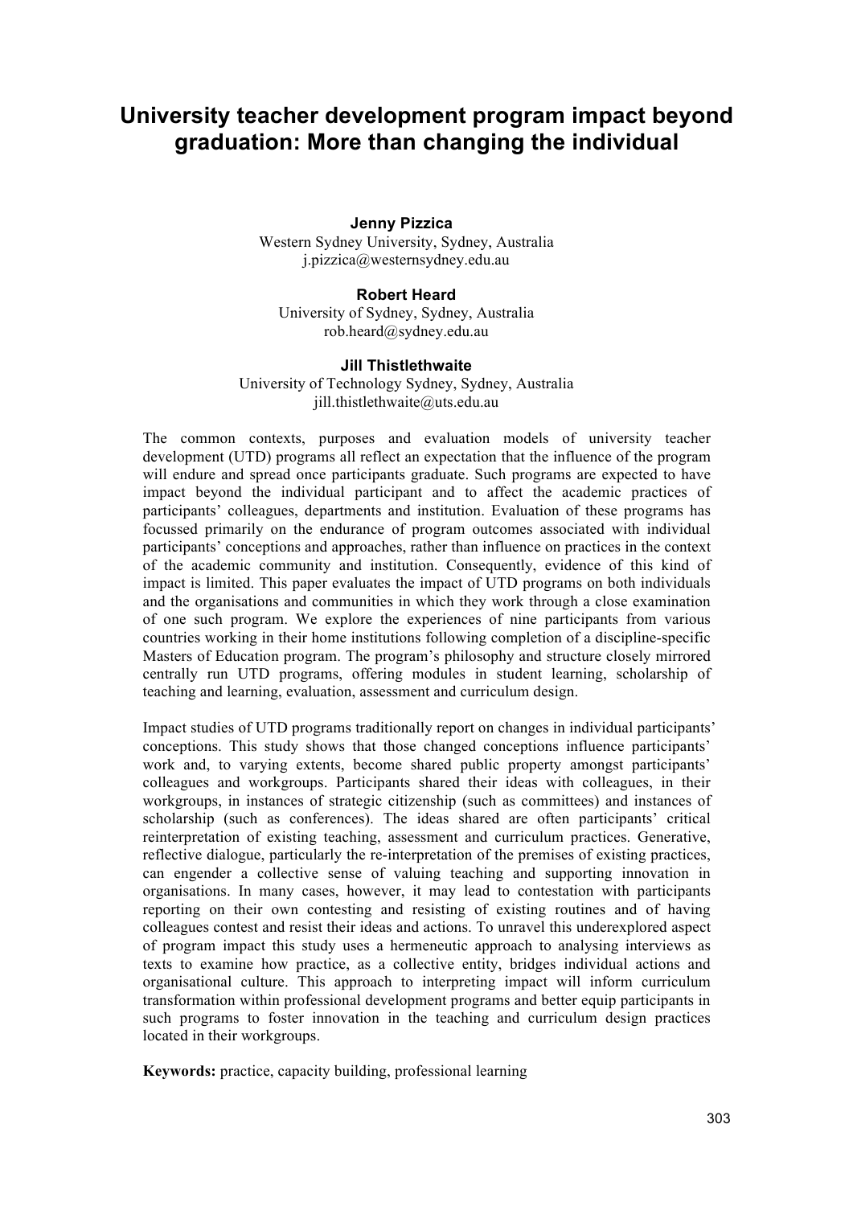# University teacher development program impact beyond graduation: More than changing the individual

**Jenny Pizzica**
Western Sydney University, Sydney, Australia
j.pizzica@westernsydney.edu.au

**Robert Heard**
University of Sydney, Sydney, Australia
rob.heard@sydney.edu.au

**Jill Thistlethwaite**
University of Technology Sydney, Sydney, Australia
jill.thistlethwaite@uts.edu.au

The common contexts, purposes and evaluation models of university teacher development (UTD) programs all reflect an expectation that the influence of the program will endure and spread once participants graduate. Such programs are expected to have impact beyond the individual participant and to affect the academic practices of participants' colleagues, departments and institution. Evaluation of these programs has focussed primarily on the endurance of program outcomes associated with individual participants' conceptions and approaches, rather than influence on practices in the context of the academic community and institution. Consequently, evidence of this kind of impact is limited. This paper evaluates the impact of UTD programs on both individuals and the organisations and communities in which they work through a close examination of one such program. We explore the experiences of nine participants from various countries working in their home institutions following completion of a discipline-specific Masters of Education program. The program's philosophy and structure closely mirrored centrally run UTD programs, offering modules in student learning, scholarship of teaching and learning, evaluation, assessment and curriculum design.

Impact studies of UTD programs traditionally report on changes in individual participants' conceptions. This study shows that those changed conceptions influence participants' work and, to varying extents, become shared public property amongst participants' colleagues and workgroups. Participants shared their ideas with colleagues, in their workgroups, in instances of strategic citizenship (such as committees) and instances of scholarship (such as conferences). The ideas shared are often participants' critical reinterpretation of existing teaching, assessment and curriculum practices. Generative, reflective dialogue, particularly the re-interpretation of the premises of existing practices, can engender a collective sense of valuing teaching and supporting innovation in organisations. In many cases, however, it may lead to contestation with participants reporting on their own contesting and resisting of existing routines and of having colleagues contest and resist their ideas and actions. To unravel this underexplored aspect of program impact this study uses a hermeneutic approach to analysing interviews as texts to examine how practice, as a collective entity, bridges individual actions and organisational culture. This approach to interpreting impact will inform curriculum transformation within professional development programs and better equip participants in such programs to foster innovation in the teaching and curriculum design practices located in their workgroups.

**Keywords:** practice, capacity building, professional learning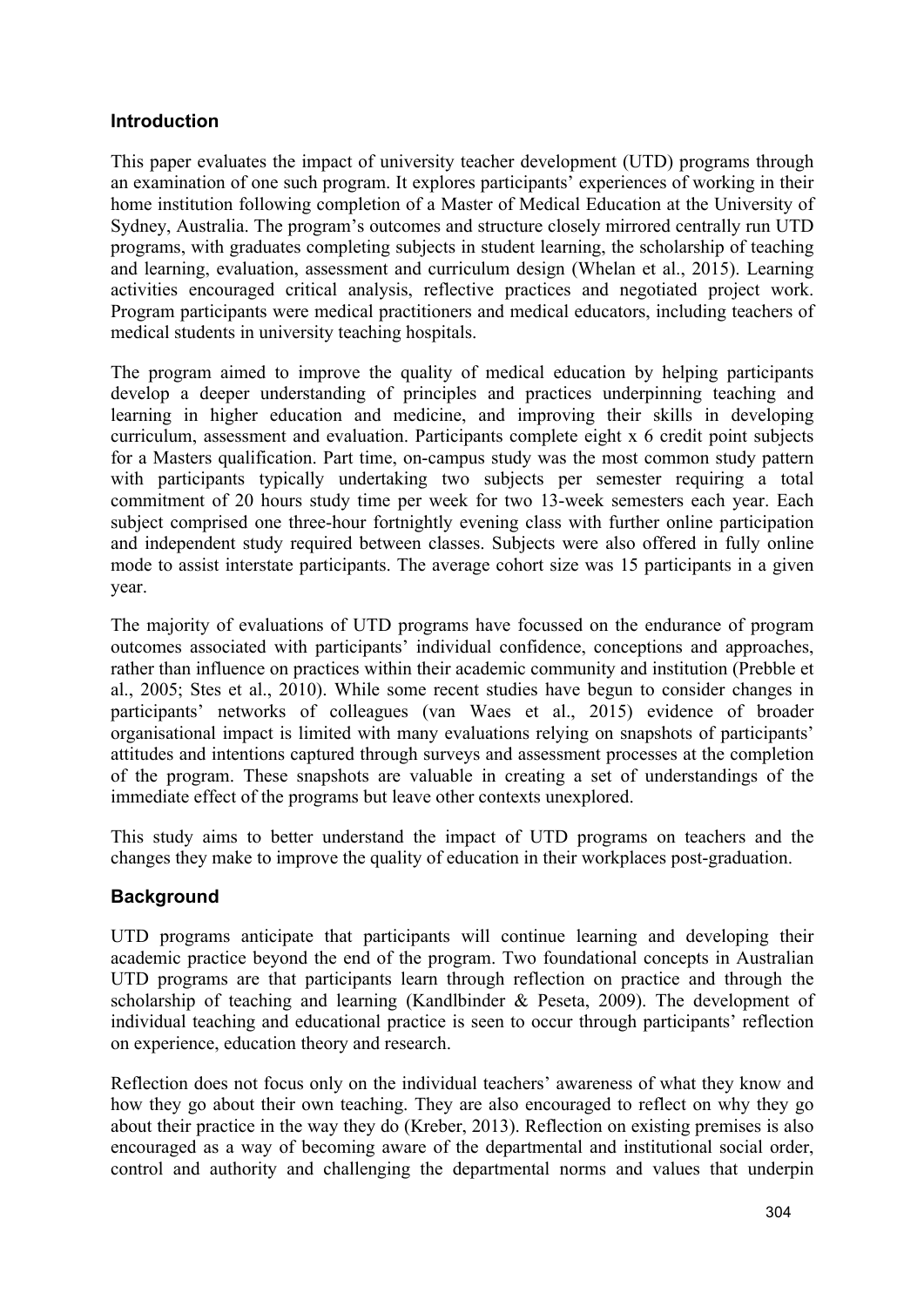## Introduction

This paper evaluates the impact of university teacher development (UTD) programs through an examination of one such program. It explores participants' experiences of working in their home institution following completion of a Master of Medical Education at the University of Sydney, Australia. The program's outcomes and structure closely mirrored centrally run UTD programs, with graduates completing subjects in student learning, the scholarship of teaching and learning, evaluation, assessment and curriculum design (Whelan et al., 2015). Learning activities encouraged critical analysis, reflective practices and negotiated project work. Program participants were medical practitioners and medical educators, including teachers of medical students in university teaching hospitals.

The program aimed to improve the quality of medical education by helping participants develop a deeper understanding of principles and practices underpinning teaching and learning in higher education and medicine, and improving their skills in developing curriculum, assessment and evaluation. Participants complete eight x 6 credit point subjects for a Masters qualification. Part time, on-campus study was the most common study pattern with participants typically undertaking two subjects per semester requiring a total commitment of 20 hours study time per week for two 13-week semesters each year. Each subject comprised one three-hour fortnightly evening class with further online participation and independent study required between classes. Subjects were also offered in fully online mode to assist interstate participants. The average cohort size was 15 participants in a given year.

The majority of evaluations of UTD programs have focussed on the endurance of program outcomes associated with participants' individual confidence, conceptions and approaches, rather than influence on practices within their academic community and institution (Prebble et al., 2005; Stes et al., 2010). While some recent studies have begun to consider changes in participants' networks of colleagues (van Waes et al., 2015) evidence of broader organisational impact is limited with many evaluations relying on snapshots of participants' attitudes and intentions captured through surveys and assessment processes at the completion of the program. These snapshots are valuable in creating a set of understandings of the immediate effect of the programs but leave other contexts unexplored.

This study aims to better understand the impact of UTD programs on teachers and the changes they make to improve the quality of education in their workplaces post-graduation.

## Background

UTD programs anticipate that participants will continue learning and developing their academic practice beyond the end of the program. Two foundational concepts in Australian UTD programs are that participants learn through reflection on practice and through the scholarship of teaching and learning (Kandlbinder & Peseta, 2009). The development of individual teaching and educational practice is seen to occur through participants' reflection on experience, education theory and research.

Reflection does not focus only on the individual teachers' awareness of what they know and how they go about their own teaching. They are also encouraged to reflect on why they go about their practice in the way they do (Kreber, 2013). Reflection on existing premises is also encouraged as a way of becoming aware of the departmental and institutional social order, control and authority and challenging the departmental norms and values that underpin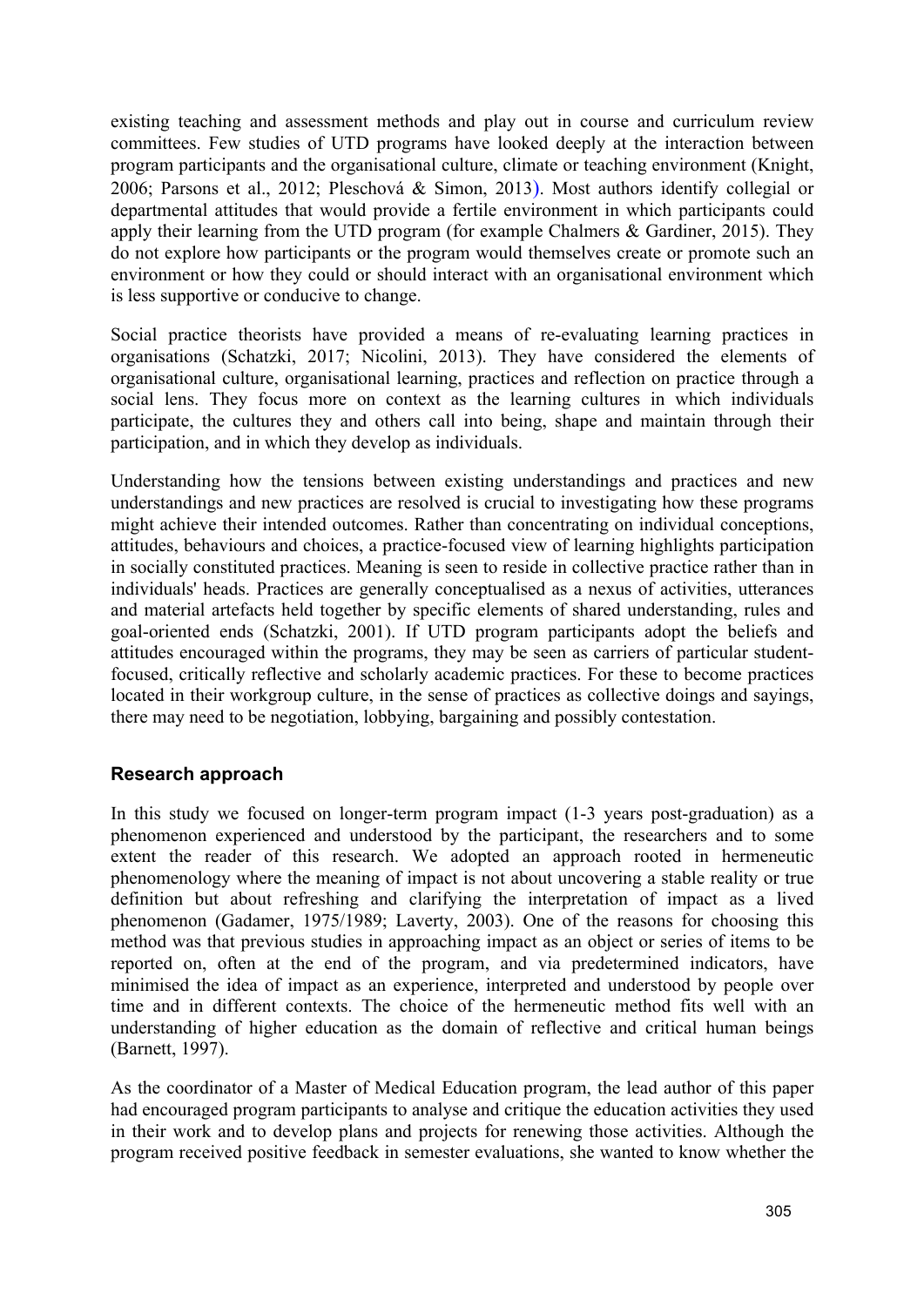existing teaching and assessment methods and play out in course and curriculum review committees. Few studies of UTD programs have looked deeply at the interaction between program participants and the organisational culture, climate or teaching environment (Knight, 2006; Parsons et al., 2012; Pleschová & Simon, 2013). Most authors identify collegial or departmental attitudes that would provide a fertile environment in which participants could apply their learning from the UTD program (for example Chalmers & Gardiner, 2015). They do not explore how participants or the program would themselves create or promote such an environment or how they could or should interact with an organisational environment which is less supportive or conducive to change.

Social practice theorists have provided a means of re-evaluating learning practices in organisations (Schatzki, 2017; Nicolini, 2013). They have considered the elements of organisational culture, organisational learning, practices and reflection on practice through a social lens. They focus more on context as the learning cultures in which individuals participate, the cultures they and others call into being, shape and maintain through their participation, and in which they develop as individuals.

Understanding how the tensions between existing understandings and practices and new understandings and new practices are resolved is crucial to investigating how these programs might achieve their intended outcomes. Rather than concentrating on individual conceptions, attitudes, behaviours and choices, a practice-focused view of learning highlights participation in socially constituted practices. Meaning is seen to reside in collective practice rather than in individuals' heads. Practices are generally conceptualised as a nexus of activities, utterances and material artefacts held together by specific elements of shared understanding, rules and goal-oriented ends (Schatzki, 2001). If UTD program participants adopt the beliefs and attitudes encouraged within the programs, they may be seen as carriers of particular student-focused, critically reflective and scholarly academic practices. For these to become practices located in their workgroup culture, in the sense of practices as collective doings and sayings, there may need to be negotiation, lobbying, bargaining and possibly contestation.

## Research approach

In this study we focused on longer-term program impact (1-3 years post-graduation) as a phenomenon experienced and understood by the participant, the researchers and to some extent the reader of this research. We adopted an approach rooted in hermeneutic phenomenology where the meaning of impact is not about uncovering a stable reality or true definition but about refreshing and clarifying the interpretation of impact as a lived phenomenon (Gadamer, 1975/1989; Laverty, 2003). One of the reasons for choosing this method was that previous studies in approaching impact as an object or series of items to be reported on, often at the end of the program, and via predetermined indicators, have minimised the idea of impact as an experience, interpreted and understood by people over time and in different contexts. The choice of the hermeneutic method fits well with an understanding of higher education as the domain of reflective and critical human beings (Barnett, 1997).

As the coordinator of a Master of Medical Education program, the lead author of this paper had encouraged program participants to analyse and critique the education activities they used in their work and to develop plans and projects for renewing those activities. Although the program received positive feedback in semester evaluations, she wanted to know whether the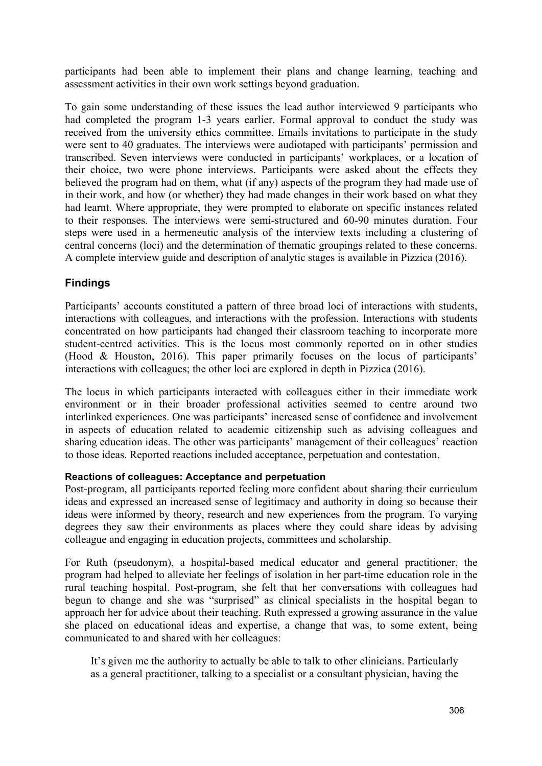participants had been able to implement their plans and change learning, teaching and assessment activities in their own work settings beyond graduation.

To gain some understanding of these issues the lead author interviewed 9 participants who had completed the program 1-3 years earlier. Formal approval to conduct the study was received from the university ethics committee. Emails invitations to participate in the study were sent to 40 graduates. The interviews were audiotaped with participants' permission and transcribed. Seven interviews were conducted in participants' workplaces, or a location of their choice, two were phone interviews. Participants were asked about the effects they believed the program had on them, what (if any) aspects of the program they had made use of in their work, and how (or whether) they had made changes in their work based on what they had learnt. Where appropriate, they were prompted to elaborate on specific instances related to their responses. The interviews were semi-structured and 60-90 minutes duration. Four steps were used in a hermeneutic analysis of the interview texts including a clustering of central concerns (loci) and the determination of thematic groupings related to these concerns. A complete interview guide and description of analytic stages is available in Pizzica (2016).

## Findings

Participants' accounts constituted a pattern of three broad loci of interactions with students, interactions with colleagues, and interactions with the profession. Interactions with students concentrated on how participants had changed their classroom teaching to incorporate more student-centred activities. This is the locus most commonly reported on in other studies (Hood & Houston, 2016). This paper primarily focuses on the locus of participants' interactions with colleagues; the other loci are explored in depth in Pizzica (2016).

The locus in which participants interacted with colleagues either in their immediate work environment or in their broader professional activities seemed to centre around two interlinked experiences. One was participants' increased sense of confidence and involvement in aspects of education related to academic citizenship such as advising colleagues and sharing education ideas. The other was participants' management of their colleagues' reaction to those ideas. Reported reactions included acceptance, perpetuation and contestation.

#### Reactions of colleagues: Acceptance and perpetuation

Post-program, all participants reported feeling more confident about sharing their curriculum ideas and expressed an increased sense of legitimacy and authority in doing so because their ideas were informed by theory, research and new experiences from the program. To varying degrees they saw their environments as places where they could share ideas by advising colleague and engaging in education projects, committees and scholarship.

For Ruth (pseudonym), a hospital-based medical educator and general practitioner, the program had helped to alleviate her feelings of isolation in her part-time education role in the rural teaching hospital. Post-program, she felt that her conversations with colleagues had begun to change and she was "surprised" as clinical specialists in the hospital began to approach her for advice about their teaching. Ruth expressed a growing assurance in the value she placed on educational ideas and expertise, a change that was, to some extent, being communicated to and shared with her colleagues:

> It's given me the authority to actually be able to talk to other clinicians. Particularly as a general practitioner, talking to a specialist or a consultant physician, having the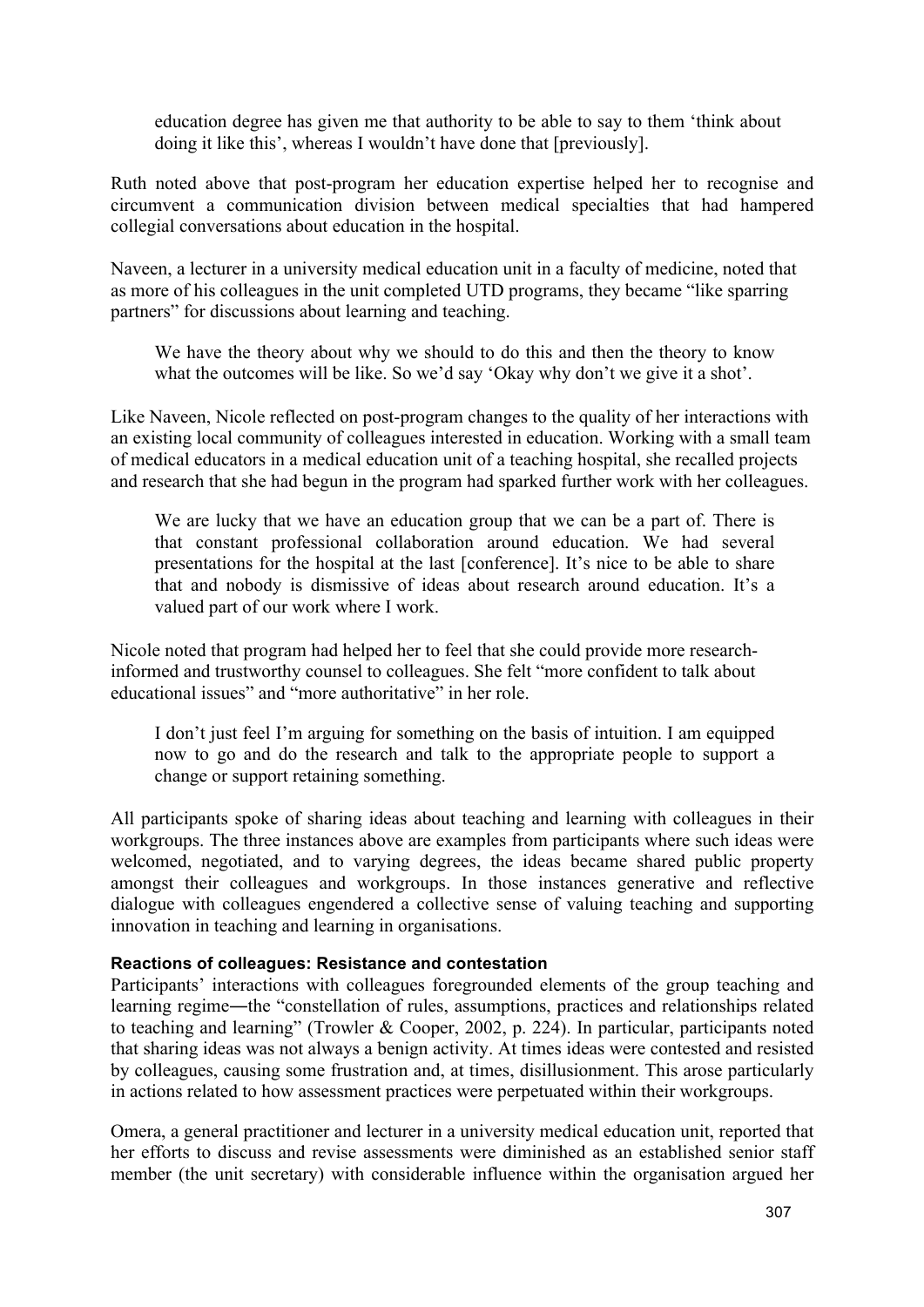> education degree has given me that authority to be able to say to them 'think about doing it like this', whereas I wouldn't have done that [previously].

Ruth noted above that post-program her education expertise helped her to recognise and circumvent a communication division between medical specialties that had hampered collegial conversations about education in the hospital.

Naveen, a lecturer in a university medical education unit in a faculty of medicine, noted that as more of his colleagues in the unit completed UTD programs, they became "like sparring partners" for discussions about learning and teaching.

> We have the theory about why we should to do this and then the theory to know what the outcomes will be like. So we'd say 'Okay why don't we give it a shot'.

Like Naveen, Nicole reflected on post-program changes to the quality of her interactions with an existing local community of colleagues interested in education. Working with a small team of medical educators in a medical education unit of a teaching hospital, she recalled projects and research that she had begun in the program had sparked further work with her colleagues.

> We are lucky that we have an education group that we can be a part of. There is that constant professional collaboration around education. We had several presentations for the hospital at the last [conference]. It's nice to be able to share that and nobody is dismissive of ideas about research around education. It's a valued part of our work where I work.

Nicole noted that program had helped her to feel that she could provide more research-informed and trustworthy counsel to colleagues. She felt "more confident to talk about educational issues" and "more authoritative" in her role.

> I don't just feel I'm arguing for something on the basis of intuition. I am equipped now to go and do the research and talk to the appropriate people to support a change or support retaining something.

All participants spoke of sharing ideas about teaching and learning with colleagues in their workgroups. The three instances above are examples from participants where such ideas were welcomed, negotiated, and to varying degrees, the ideas became shared public property amongst their colleagues and workgroups. In those instances generative and reflective dialogue with colleagues engendered a collective sense of valuing teaching and supporting innovation in teaching and learning in organisations.

### Reactions of colleagues: Resistance and contestation

Participants' interactions with colleagues foregrounded elements of the group teaching and learning regime―the "constellation of rules, assumptions, practices and relationships related to teaching and learning" (Trowler & Cooper, 2002, p. 224). In particular, participants noted that sharing ideas was not always a benign activity. At times ideas were contested and resisted by colleagues, causing some frustration and, at times, disillusionment. This arose particularly in actions related to how assessment practices were perpetuated within their workgroups.

Omera, a general practitioner and lecturer in a university medical education unit, reported that her efforts to discuss and revise assessments were diminished as an established senior staff member (the unit secretary) with considerable influence within the organisation argued her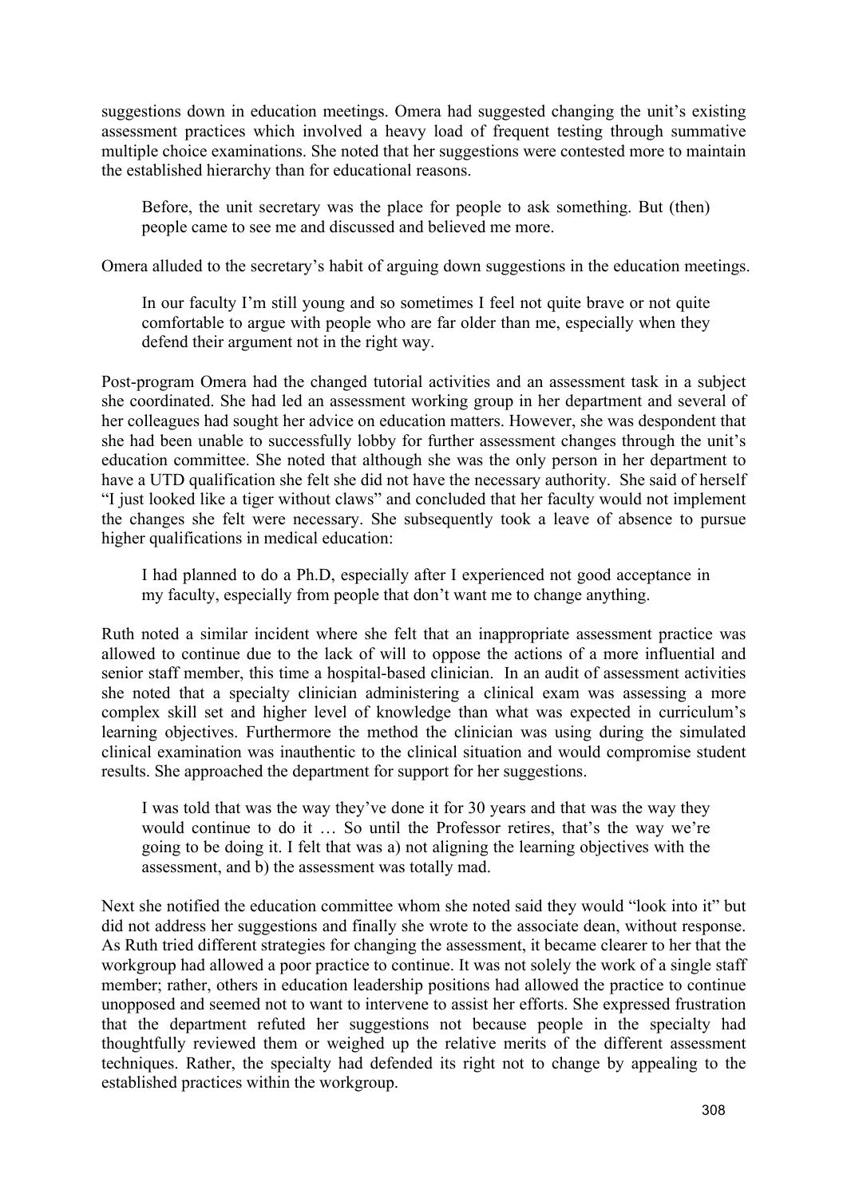suggestions down in education meetings. Omera had suggested changing the unit's existing assessment practices which involved a heavy load of frequent testing through summative multiple choice examinations. She noted that her suggestions were contested more to maintain the established hierarchy than for educational reasons.

> Before, the unit secretary was the place for people to ask something. But (then) people came to see me and discussed and believed me more.

Omera alluded to the secretary's habit of arguing down suggestions in the education meetings.

> In our faculty I'm still young and so sometimes I feel not quite brave or not quite comfortable to argue with people who are far older than me, especially when they defend their argument not in the right way.

Post-program Omera had the changed tutorial activities and an assessment task in a subject she coordinated. She had led an assessment working group in her department and several of her colleagues had sought her advice on education matters. However, she was despondent that she had been unable to successfully lobby for further assessment changes through the unit's education committee. She noted that although she was the only person in her department to have a UTD qualification she felt she did not have the necessary authority. She said of herself "I just looked like a tiger without claws" and concluded that her faculty would not implement the changes she felt were necessary. She subsequently took a leave of absence to pursue higher qualifications in medical education:

> I had planned to do a Ph.D, especially after I experienced not good acceptance in my faculty, especially from people that don't want me to change anything.

Ruth noted a similar incident where she felt that an inappropriate assessment practice was allowed to continue due to the lack of will to oppose the actions of a more influential and senior staff member, this time a hospital-based clinician. In an audit of assessment activities she noted that a specialty clinician administering a clinical exam was assessing a more complex skill set and higher level of knowledge than what was expected in curriculum's learning objectives. Furthermore the method the clinician was using during the simulated clinical examination was inauthentic to the clinical situation and would compromise student results. She approached the department for support for her suggestions.

> I was told that was the way they've done it for 30 years and that was the way they would continue to do it … So until the Professor retires, that's the way we're going to be doing it. I felt that was a) not aligning the learning objectives with the assessment, and b) the assessment was totally mad.

Next she notified the education committee whom she noted said they would "look into it" but did not address her suggestions and finally she wrote to the associate dean, without response. As Ruth tried different strategies for changing the assessment, it became clearer to her that the workgroup had allowed a poor practice to continue. It was not solely the work of a single staff member; rather, others in education leadership positions had allowed the practice to continue unopposed and seemed not to want to intervene to assist her efforts. She expressed frustration that the department refuted her suggestions not because people in the specialty had thoughtfully reviewed them or weighed up the relative merits of the different assessment techniques. Rather, the specialty had defended its right not to change by appealing to the established practices within the workgroup.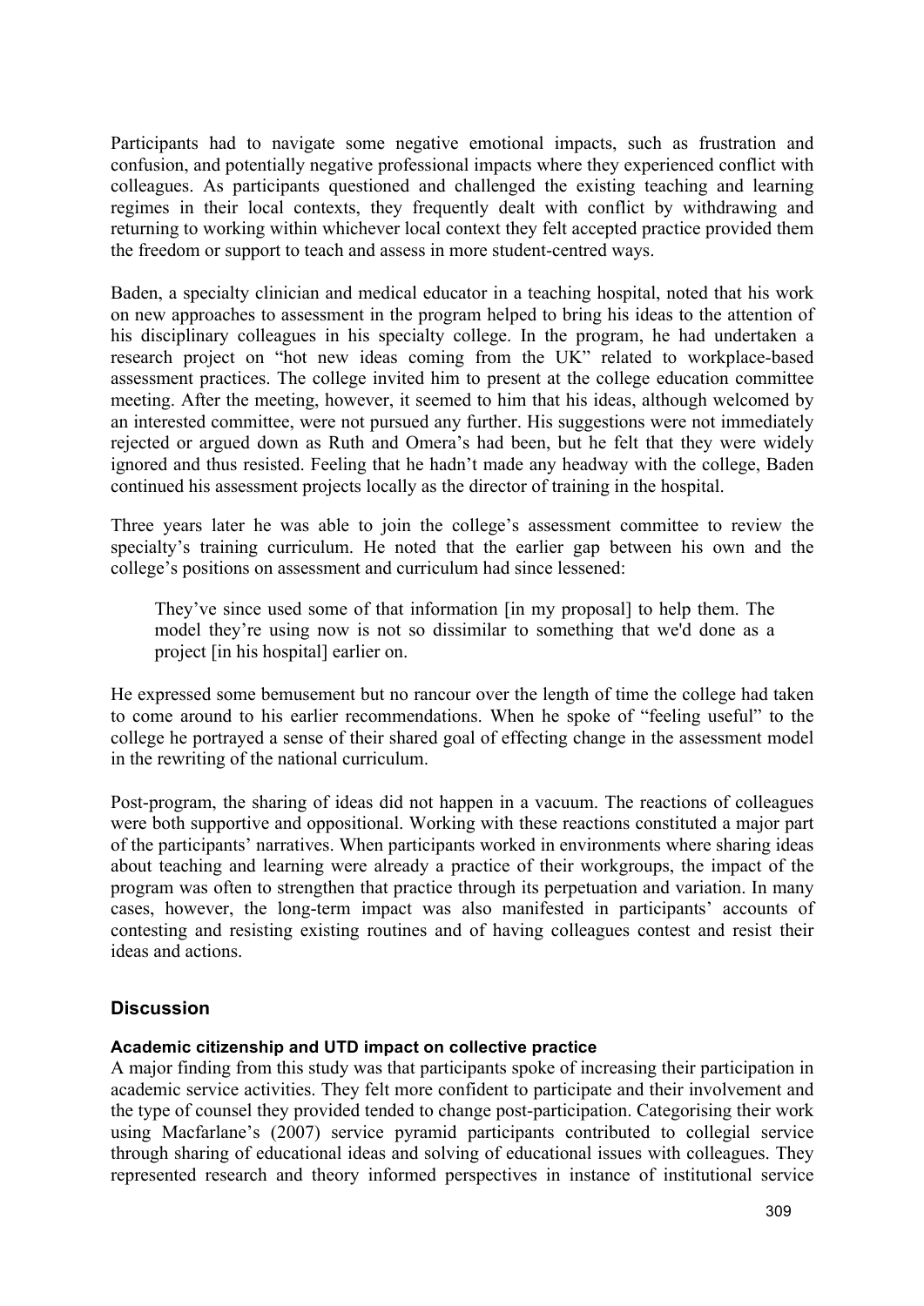Participants had to navigate some negative emotional impacts, such as frustration and confusion, and potentially negative professional impacts where they experienced conflict with colleagues. As participants questioned and challenged the existing teaching and learning regimes in their local contexts, they frequently dealt with conflict by withdrawing and returning to working within whichever local context they felt accepted practice provided them the freedom or support to teach and assess in more student-centred ways.

Baden, a specialty clinician and medical educator in a teaching hospital, noted that his work on new approaches to assessment in the program helped to bring his ideas to the attention of his disciplinary colleagues in his specialty college. In the program, he had undertaken a research project on "hot new ideas coming from the UK" related to workplace-based assessment practices. The college invited him to present at the college education committee meeting. After the meeting, however, it seemed to him that his ideas, although welcomed by an interested committee, were not pursued any further. His suggestions were not immediately rejected or argued down as Ruth and Omera's had been, but he felt that they were widely ignored and thus resisted. Feeling that he hadn't made any headway with the college, Baden continued his assessment projects locally as the director of training in the hospital.

Three years later he was able to join the college's assessment committee to review the specialty's training curriculum. He noted that the earlier gap between his own and the college's positions on assessment and curriculum had since lessened:

> They've since used some of that information [in my proposal] to help them. The model they're using now is not so dissimilar to something that we'd done as a project [in his hospital] earlier on.

He expressed some bemusement but no rancour over the length of time the college had taken to come around to his earlier recommendations. When he spoke of "feeling useful" to the college he portrayed a sense of their shared goal of effecting change in the assessment model in the rewriting of the national curriculum.

Post-program, the sharing of ideas did not happen in a vacuum. The reactions of colleagues were both supportive and oppositional. Working with these reactions constituted a major part of the participants' narratives. When participants worked in environments where sharing ideas about teaching and learning were already a practice of their workgroups, the impact of the program was often to strengthen that practice through its perpetuation and variation. In many cases, however, the long-term impact was also manifested in participants' accounts of contesting and resisting existing routines and of having colleagues contest and resist their ideas and actions.

## Discussion

#### Academic citizenship and UTD impact on collective practice

A major finding from this study was that participants spoke of increasing their participation in academic service activities. They felt more confident to participate and their involvement and the type of counsel they provided tended to change post-participation. Categorising their work using Macfarlane's (2007) service pyramid participants contributed to collegial service through sharing of educational ideas and solving of educational issues with colleagues. They represented research and theory informed perspectives in instance of institutional service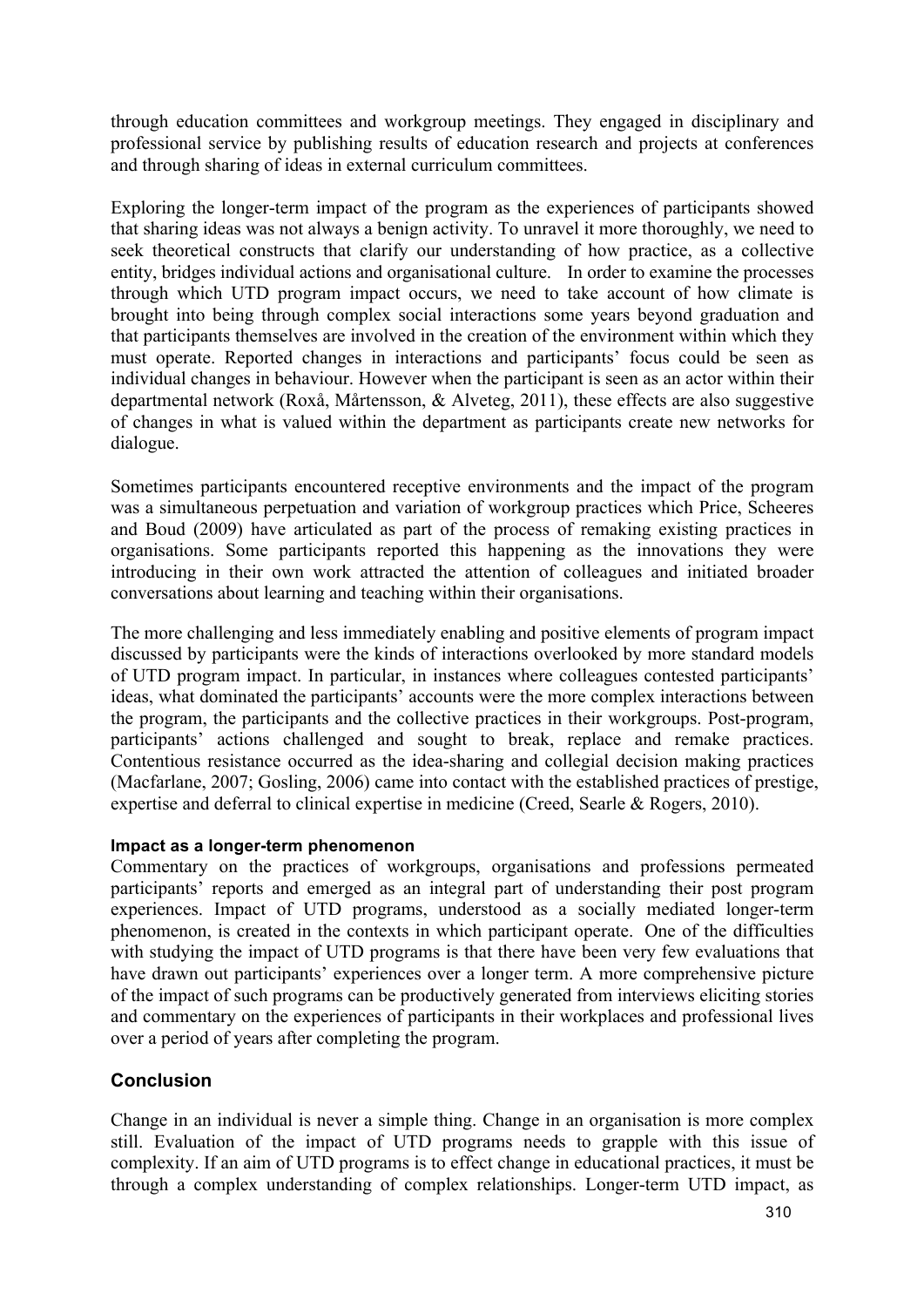through education committees and workgroup meetings. They engaged in disciplinary and professional service by publishing results of education research and projects at conferences and through sharing of ideas in external curriculum committees.

Exploring the longer-term impact of the program as the experiences of participants showed that sharing ideas was not always a benign activity. To unravel it more thoroughly, we need to seek theoretical constructs that clarify our understanding of how practice, as a collective entity, bridges individual actions and organisational culture. In order to examine the processes through which UTD program impact occurs, we need to take account of how climate is brought into being through complex social interactions some years beyond graduation and that participants themselves are involved in the creation of the environment within which they must operate. Reported changes in interactions and participants' focus could be seen as individual changes in behaviour. However when the participant is seen as an actor within their departmental network (Roxå, Mårtensson, & Alveteg, 2011), these effects are also suggestive of changes in what is valued within the department as participants create new networks for dialogue.

Sometimes participants encountered receptive environments and the impact of the program was a simultaneous perpetuation and variation of workgroup practices which Price, Scheeres and Boud (2009) have articulated as part of the process of remaking existing practices in organisations. Some participants reported this happening as the innovations they were introducing in their own work attracted the attention of colleagues and initiated broader conversations about learning and teaching within their organisations.

The more challenging and less immediately enabling and positive elements of program impact discussed by participants were the kinds of interactions overlooked by more standard models of UTD program impact. In particular, in instances where colleagues contested participants' ideas, what dominated the participants' accounts were the more complex interactions between the program, the participants and the collective practices in their workgroups. Post-program, participants' actions challenged and sought to break, replace and remake practices. Contentious resistance occurred as the idea-sharing and collegial decision making practices (Macfarlane, 2007; Gosling, 2006) came into contact with the established practices of prestige, expertise and deferral to clinical expertise in medicine (Creed, Searle & Rogers, 2010).

#### Impact as a longer-term phenomenon

Commentary on the practices of workgroups, organisations and professions permeated participants' reports and emerged as an integral part of understanding their post program experiences. Impact of UTD programs, understood as a socially mediated longer-term phenomenon, is created in the contexts in which participant operate. One of the difficulties with studying the impact of UTD programs is that there have been very few evaluations that have drawn out participants' experiences over a longer term. A more comprehensive picture of the impact of such programs can be productively generated from interviews eliciting stories and commentary on the experiences of participants in their workplaces and professional lives over a period of years after completing the program.

## Conclusion

Change in an individual is never a simple thing. Change in an organisation is more complex still. Evaluation of the impact of UTD programs needs to grapple with this issue of complexity. If an aim of UTD programs is to effect change in educational practices, it must be through a complex understanding of complex relationships. Longer-term UTD impact, as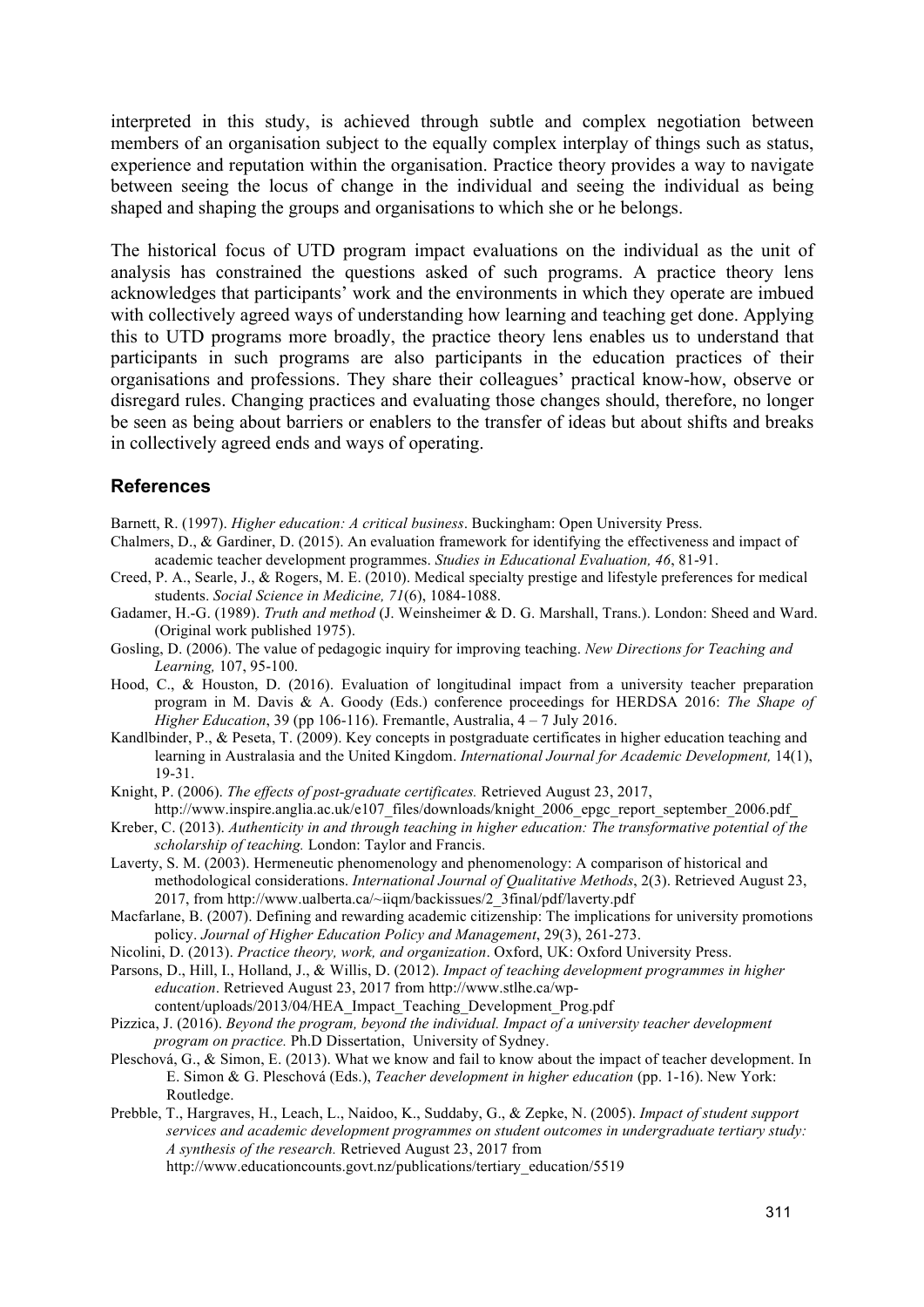interpreted in this study, is achieved through subtle and complex negotiation between members of an organisation subject to the equally complex interplay of things such as status, experience and reputation within the organisation. Practice theory provides a way to navigate between seeing the locus of change in the individual and seeing the individual as being shaped and shaping the groups and organisations to which she or he belongs.

The historical focus of UTD program impact evaluations on the individual as the unit of analysis has constrained the questions asked of such programs. A practice theory lens acknowledges that participants' work and the environments in which they operate are imbued with collectively agreed ways of understanding how learning and teaching get done. Applying this to UTD programs more broadly, the practice theory lens enables us to understand that participants in such programs are also participants in the education practices of their organisations and professions. They share their colleagues' practical know-how, observe or disregard rules. Changing practices and evaluating those changes should, therefore, no longer be seen as being about barriers or enablers to the transfer of ideas but about shifts and breaks in collectively agreed ends and ways of operating.

## References

Barnett, R. (1997). *Higher education: A critical business*. Buckingham: Open University Press.

Chalmers, D., & Gardiner, D. (2015). An evaluation framework for identifying the effectiveness and impact of academic teacher development programmes. *Studies in Educational Evaluation, 46*, 81-91.

Creed, P. A., Searle, J., & Rogers, M. E. (2010). Medical specialty prestige and lifestyle preferences for medical students. *Social Science in Medicine, 71*(6), 1084-1088.

Gadamer, H.-G. (1989). *Truth and method* (J. Weinsheimer & D. G. Marshall, Trans.). London: Sheed and Ward. (Original work published 1975).

Gosling, D. (2006). The value of pedagogic inquiry for improving teaching. *New Directions for Teaching and Learning,* 107, 95-100.

Hood, C., & Houston, D. (2016). Evaluation of longitudinal impact from a university teacher preparation program in M. Davis & A. Goody (Eds.) conference proceedings for HERDSA 2016: *The Shape of Higher Education*, 39 (pp 106-116). Fremantle, Australia, 4 – 7 July 2016.

Kandlbinder, P., & Peseta, T. (2009). Key concepts in postgraduate certificates in higher education teaching and learning in Australasia and the United Kingdom. *International Journal for Academic Development,* 14(1), 19-31.

Knight, P. (2006). *The effects of post-graduate certificates.* Retrieved August 23, 2017, http://www.inspire.anglia.ac.uk/e107_files/downloads/knight_2006_epgc_report_september_2006.pdf_

Kreber, C. (2013). *Authenticity in and through teaching in higher education: The transformative potential of the scholarship of teaching.* London: Taylor and Francis.

Laverty, S. M. (2003). Hermeneutic phenomenology and phenomenology: A comparison of historical and methodological considerations. *International Journal of Qualitative Methods*, 2(3). Retrieved August 23, 2017, from http://www.ualberta.ca/~iiqm/backissues/2_3final/pdf/laverty.pdf

Macfarlane, B. (2007). Defining and rewarding academic citizenship: The implications for university promotions policy. *Journal of Higher Education Policy and Management*, 29(3), 261-273.

Nicolini, D. (2013). *Practice theory, work, and organization*. Oxford, UK: Oxford University Press.

Parsons, D., Hill, I., Holland, J., & Willis, D. (2012). *Impact of teaching development programmes in higher education*. Retrieved August 23, 2017 from http://www.stlhe.ca/wp-content/uploads/2013/04/HEA_Impact_Teaching_Development_Prog.pdf

Pizzica, J. (2016). *Beyond the program, beyond the individual. Impact of a university teacher development program on practice.* Ph.D Dissertation, University of Sydney.

Pleschová, G., & Simon, E. (2013). What we know and fail to know about the impact of teacher development. In E. Simon & G. Pleschová (Eds.), *Teacher development in higher education* (pp. 1-16). New York: Routledge.

Prebble, T., Hargraves, H., Leach, L., Naidoo, K., Suddaby, G., & Zepke, N. (2005). *Impact of student support services and academic development programmes on student outcomes in undergraduate tertiary study: A synthesis of the research.* Retrieved August 23, 2017 from http://www.educationcounts.govt.nz/publications/tertiary_education/5519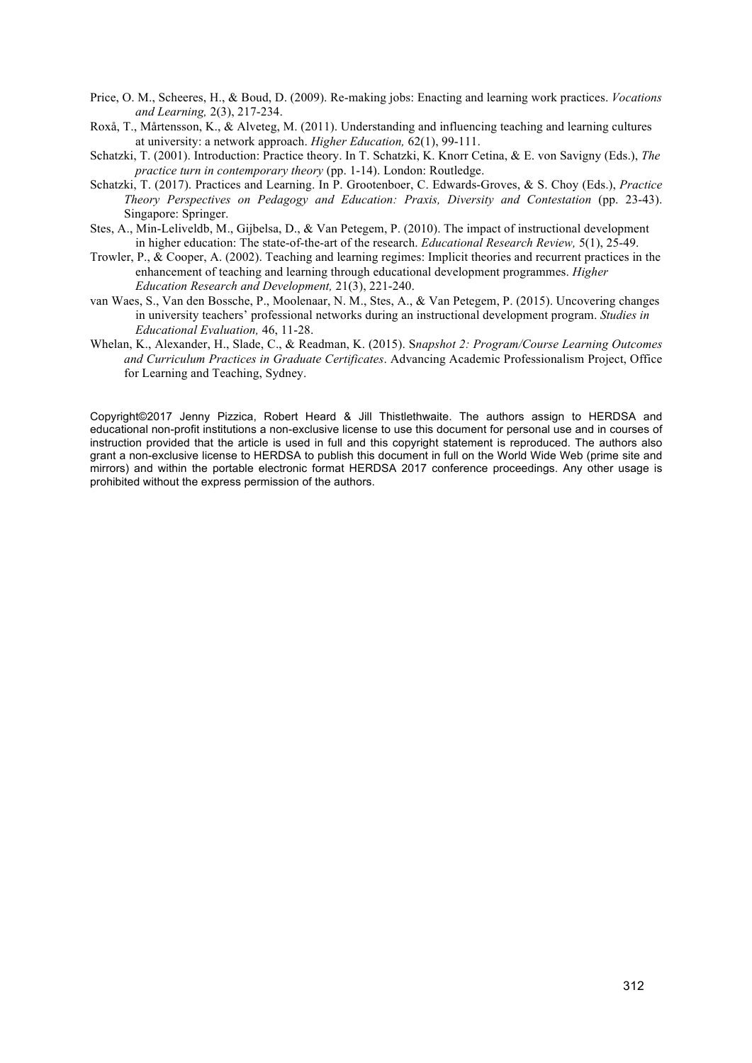Price, O. M., Scheeres, H., & Boud, D. (2009). Re-making jobs: Enacting and learning work practices. *Vocations and Learning,* 2(3), 217-234.

Roxå, T., Mårtensson, K., & Alveteg, M. (2011). Understanding and influencing teaching and learning cultures at university: a network approach. *Higher Education,* 62(1), 99-111.

Schatzki, T. (2001). Introduction: Practice theory. In T. Schatzki, K. Knorr Cetina, & E. von Savigny (Eds.), *The practice turn in contemporary theory* (pp. 1-14). London: Routledge.

Schatzki, T. (2017). Practices and Learning. In P. Grootenboer, C. Edwards-Groves, & S. Choy (Eds.), *Practice Theory Perspectives on Pedagogy and Education: Praxis, Diversity and Contestation* (pp. 23-43). Singapore: Springer.

Stes, A., Min-Leliveldb, M., Gijbelsa, D., & Van Petegem, P. (2010). The impact of instructional development in higher education: The state-of-the-art of the research. *Educational Research Review,* 5(1), 25-49.

Trowler, P., & Cooper, A. (2002). Teaching and learning regimes: Implicit theories and recurrent practices in the enhancement of teaching and learning through educational development programmes. *Higher Education Research and Development,* 21(3), 221-240.

van Waes, S., Van den Bossche, P., Moolenaar, N. M., Stes, A., & Van Petegem, P. (2015). Uncovering changes in university teachers' professional networks during an instructional development program. *Studies in Educational Evaluation,* 46, 11-28.

Whelan, K., Alexander, H., Slade, C., & Readman, K. (2015). S*napshot 2: Program/Course Learning Outcomes and Curriculum Practices in Graduate Certificates*. Advancing Academic Professionalism Project, Office for Learning and Teaching, Sydney.

Copyright©2017 Jenny Pizzica, Robert Heard & Jill Thistlethwaite. The authors assign to HERDSA and educational non-profit institutions a non-exclusive license to use this document for personal use and in courses of instruction provided that the article is used in full and this copyright statement is reproduced. The authors also grant a non-exclusive license to HERDSA to publish this document in full on the World Wide Web (prime site and mirrors) and within the portable electronic format HERDSA 2017 conference proceedings. Any other usage is prohibited without the express permission of the authors.